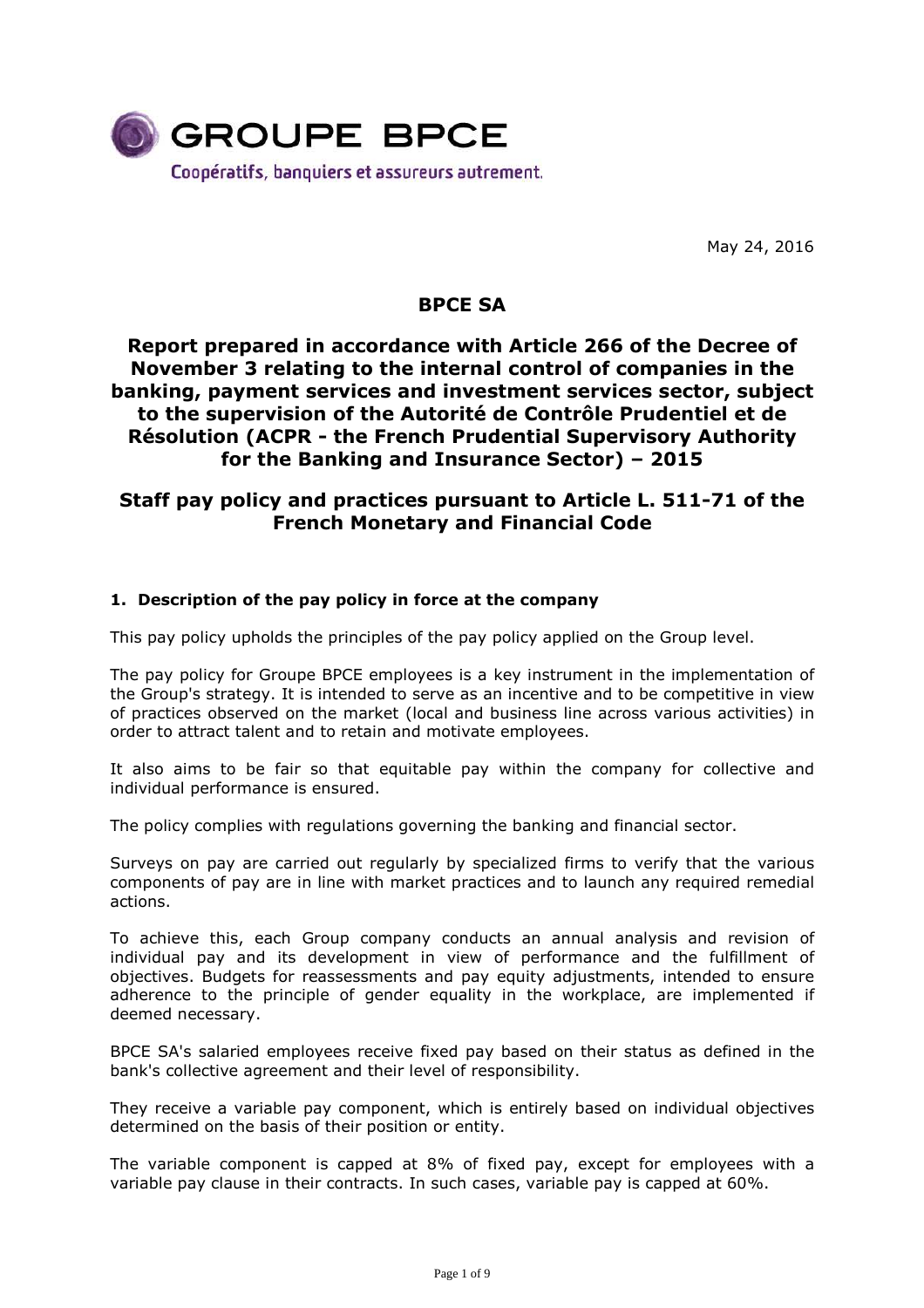GROUPE BPCE

Coopératifs, banquiers et assureurs autrement.

May 24, 2016

# BPCE SA

# Report prepared in accordance with Article 266 of the Decree of November 3 relating to the internal control of companies in the banking, payment services and investment services sector, subject to the supervision of the Autorité de Contrôle Prudentiel et de Résolution (ACPR - the French Prudential Supervisory Authority for the Banking and Insurance Sector) – 2015

## Staff pay policy and practices pursuant to Article L. 511-71 of the French Monetary and Financial Code

### 1. Description of the pay policy in force at the company

This pay policy upholds the principles of the pay policy applied on the Group level.

The pay policy for Groupe BPCE employees is a key instrument in the implementation of the Group's strategy. It is intended to serve as an incentive and to be competitive in view of practices observed on the market (local and business line across various activities) in order to attract talent and to retain and motivate employees.

It also aims to be fair so that equitable pay within the company for collective and individual performance is ensured.

The policy complies with regulations governing the banking and financial sector.

Surveys on pay are carried out regularly by specialized firms to verify that the various components of pay are in line with market practices and to launch any required remedial actions.

To achieve this, each Group company conducts an annual analysis and revision of individual pay and its development in view of performance and the fulfillment of objectives. Budgets for reassessments and pay equity adjustments, intended to ensure adherence to the principle of gender equality in the workplace, are implemented if deemed necessary.

BPCE SA's salaried employees receive fixed pay based on their status as defined in the bank's collective agreement and their level of responsibility.

They receive a variable pay component, which is entirely based on individual objectives determined on the basis of their position or entity.

The variable component is capped at 8% of fixed pay, except for employees with a variable pay clause in their contracts. In such cases, variable pay is capped at 60%.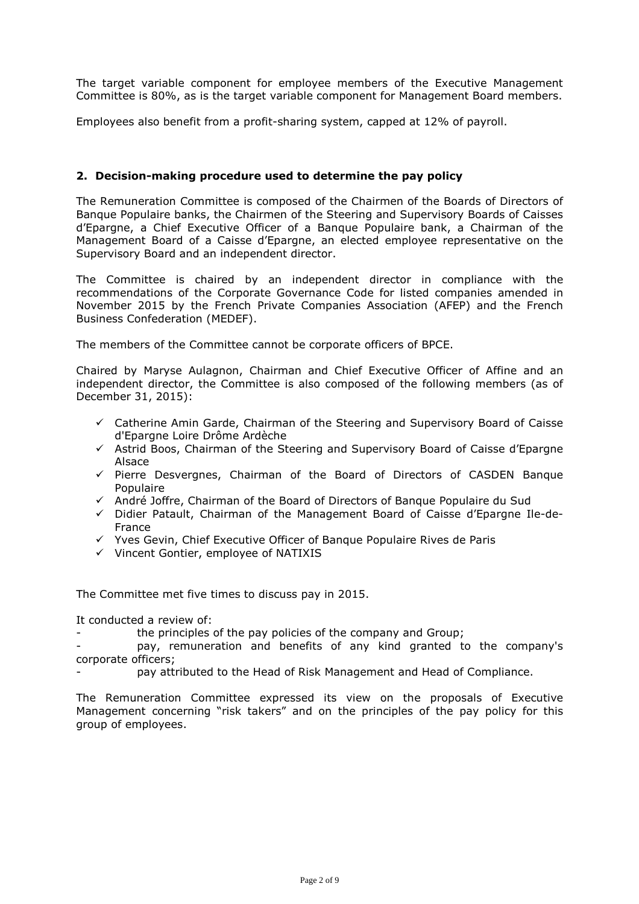The target variable component for employee members of the Executive Management Committee is 80%, as is the target variable component for Management Board members.

Employees also benefit from a profit-sharing system, capped at 12% of payroll.

## 2. Decision-making procedure used to determine the pay policy

The Remuneration Committee is composed of the Chairmen of the Boards of Directors of Banque Populaire banks, the Chairmen of the Steering and Supervisory Boards of Caisses d'Epargne, a Chief Executive Officer of a Banque Populaire bank, a Chairman of the Management Board of a Caisse d'Epargne, an elected employee representative on the Supervisory Board and an independent director.

The Committee is chaired by an independent director in compliance with the recommendations of the Corporate Governance Code for listed companies amended in November 2015 by the French Private Companies Association (AFEP) and the French Business Confederation (MEDEF).

The members of the Committee cannot be corporate officers of BPCE.

Chaired by Maryse Aulagnon, Chairman and Chief Executive Officer of Affine and an independent director, the Committee is also composed of the following members (as of December 31, 2015):

- ✓ Catherine Amin Garde, Chairman of the Steering and Supervisory Board of Caisse d'Epargne Loire Drôme Ardèche
- ✓ Astrid Boos, Chairman of the Steering and Supervisory Board of Caisse d'Epargne Alsace
- ✓ Pierre Desvergnes, Chairman of the Board of Directors of CASDEN Banque Populaire
- ✓ André Joffre, Chairman of the Board of Directors of Banque Populaire du Sud
- ✓ Didier Patault, Chairman of the Management Board of Caisse d'Epargne Ile-de-France
- ✓ Yves Gevin, Chief Executive Officer of Banque Populaire Rives de Paris
- ✓ Vincent Gontier, employee of NATIXIS

The Committee met five times to discuss pay in 2015.

It conducted a review of:

- the principles of the pay policies of the company and Group;
- pay, remuneration and benefits of any kind granted to the company's corporate officers;
- pay attributed to the Head of Risk Management and Head of Compliance.

The Remuneration Committee expressed its view on the proposals of Executive Management concerning "risk takers" and on the principles of the pay policy for this group of employees.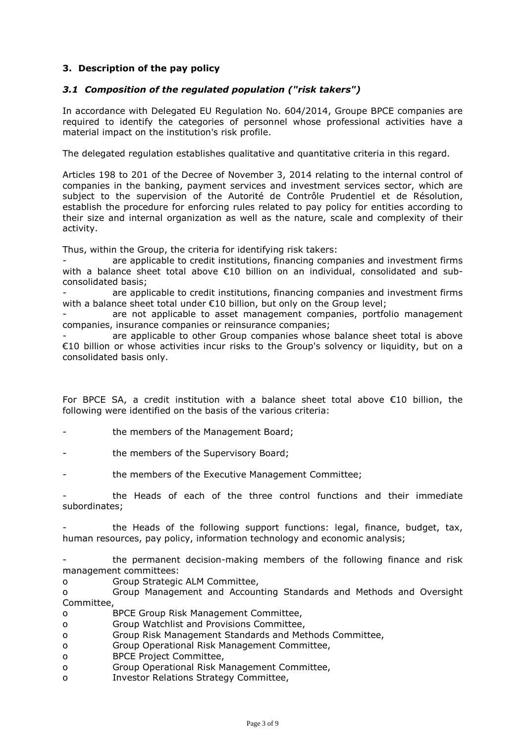## 3. Description of the pay policy

### *3.1 Composition of the regulated population ("risk takers")*

In accordance with Delegated EU Regulation No. 604/2014, Groupe BPCE companies are required to identify the categories of personnel whose professional activities have a material impact on the institution's risk profile.

The delegated regulation establishes qualitative and quantitative criteria in this regard.

Articles 198 to 201 of the Decree of November 3, 2014 relating to the internal control of companies in the banking, payment services and investment services sector, which are subject to the supervision of the Autorité de Contrôle Prudentiel et de Résolution, establish the procedure for enforcing rules related to pay policy for entities according to their size and internal organization as well as the nature, scale and complexity of their activity.

Thus, within the Group, the criteria for identifying risk takers:

- are applicable to credit institutions, financing companies and investment firms with a balance sheet total above €10 billion on an individual, consolidated and sub-consolidated basis;
- are applicable to credit institutions, financing companies and investment firms with a balance sheet total under €10 billion, but only on the Group level;
- are not applicable to asset management companies, portfolio management companies, insurance companies or reinsurance companies;
- are applicable to other Group companies whose balance sheet total is above €10 billion or whose activities incur risks to the Group's solvency or liquidity, but on a consolidated basis only.

For BPCE SA, a credit institution with a balance sheet total above €10 billion, the following were identified on the basis of the various criteria:

- the members of the Management Board;
- the members of the Supervisory Board;
- the members of the Executive Management Committee;
- the Heads of each of the three control functions and their immediate subordinates;
- the Heads of the following support functions: legal, finance, budget, tax, human resources, pay policy, information technology and economic analysis;
- the permanent decision-making members of the following finance and risk management committees:
  - Group Strategic ALM Committee,
  - Group Management and Accounting Standards and Methods and Oversight Committee,
  - BPCE Group Risk Management Committee,
  - Group Watchlist and Provisions Committee,
  - Group Risk Management Standards and Methods Committee,
  - Group Operational Risk Management Committee,
  - BPCE Project Committee,
  - Group Operational Risk Management Committee,
  - Investor Relations Strategy Committee,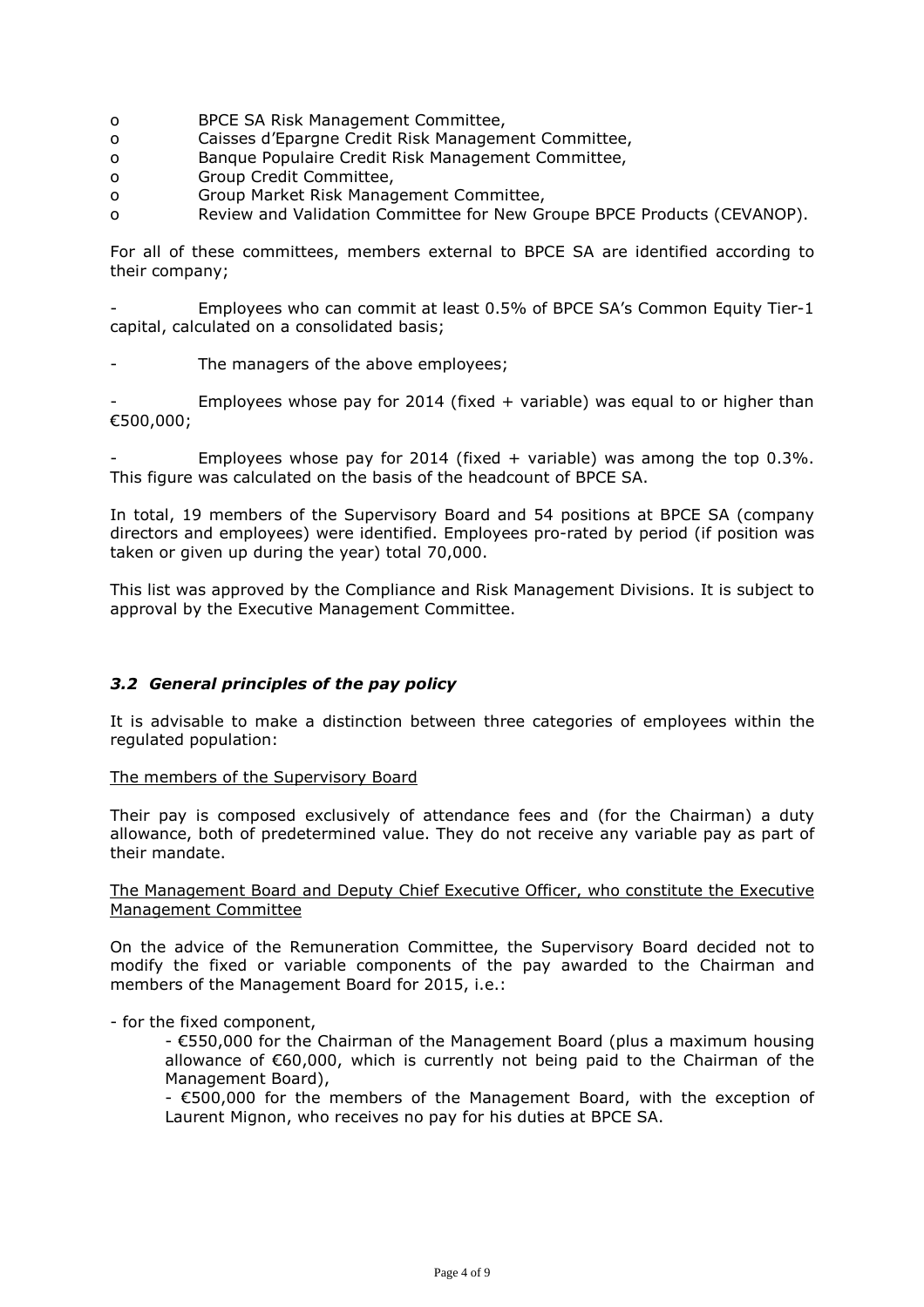- BPCE SA Risk Management Committee,
- Caisses d'Epargne Credit Risk Management Committee,
- Banque Populaire Credit Risk Management Committee,
- Group Credit Committee,
- Group Market Risk Management Committee,
- Review and Validation Committee for New Groupe BPCE Products (CEVANOP).

For all of these committees, members external to BPCE SA are identified according to their company;

- Employees who can commit at least 0.5% of BPCE SA's Common Equity Tier-1 capital, calculated on a consolidated basis;

- The managers of the above employees;

- Employees whose pay for 2014 (fixed + variable) was equal to or higher than €500,000;

- Employees whose pay for 2014 (fixed + variable) was among the top 0.3%. This figure was calculated on the basis of the headcount of BPCE SA.

In total, 19 members of the Supervisory Board and 54 positions at BPCE SA (company directors and employees) were identified. Employees pro-rated by period (if position was taken or given up during the year) total 70,000.

This list was approved by the Compliance and Risk Management Divisions. It is subject to approval by the Executive Management Committee.

### *3.2 General principles of the pay policy*

It is advisable to make a distinction between three categories of employees within the regulated population:

<u>The members of the Supervisory Board</u>

Their pay is composed exclusively of attendance fees and (for the Chairman) a duty allowance, both of predetermined value. They do not receive any variable pay as part of their mandate.

<u>The Management Board and Deputy Chief Executive Officer, who constitute the Executive Management Committee</u>

On the advice of the Remuneration Committee, the Supervisory Board decided not to modify the fixed or variable components of the pay awarded to the Chairman and members of the Management Board for 2015, i.e.:

- for the fixed component,
  - €550,000 for the Chairman of the Management Board (plus a maximum housing allowance of €60,000, which is currently not being paid to the Chairman of the Management Board),
  - €500,000 for the members of the Management Board, with the exception of Laurent Mignon, who receives no pay for his duties at BPCE SA.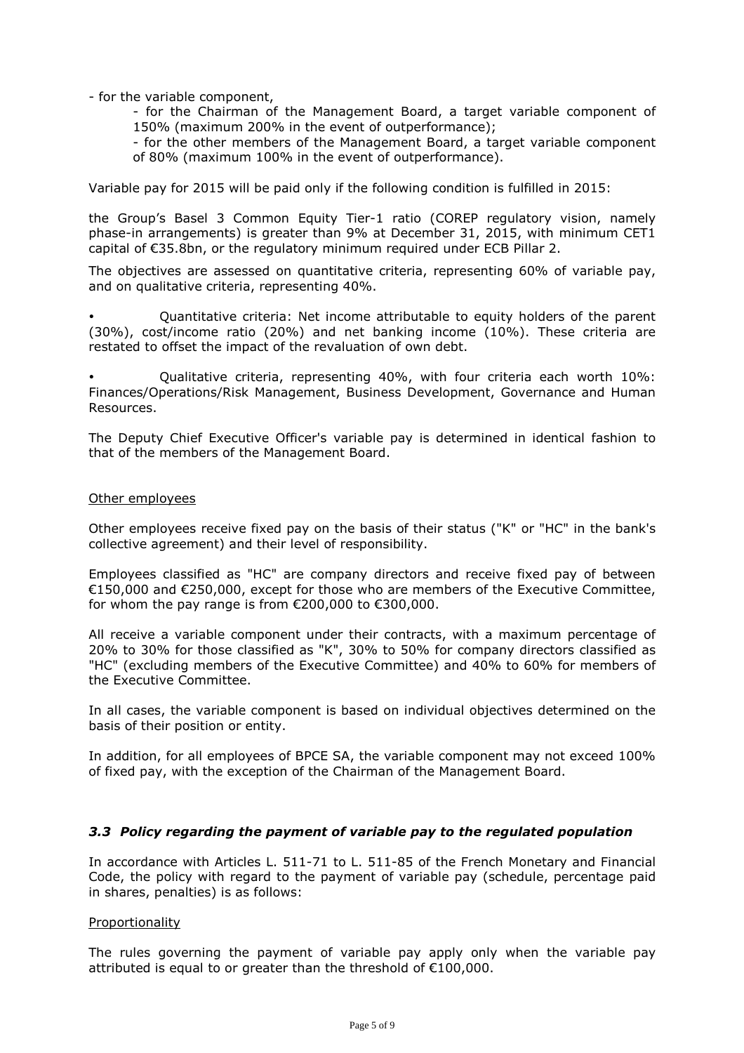- for the variable component,
  - for the Chairman of the Management Board, a target variable component of 150% (maximum 200% in the event of outperformance);
  - for the other members of the Management Board, a target variable component of 80% (maximum 100% in the event of outperformance).

Variable pay for 2015 will be paid only if the following condition is fulfilled in 2015:

the Group's Basel 3 Common Equity Tier-1 ratio (COREP regulatory vision, namely phase-in arrangements) is greater than 9% at December 31, 2015, with minimum CET1 capital of €35.8bn, or the regulatory minimum required under ECB Pillar 2.

The objectives are assessed on quantitative criteria, representing 60% of variable pay, and on qualitative criteria, representing 40%.

- Quantitative criteria: Net income attributable to equity holders of the parent (30%), cost/income ratio (20%) and net banking income (10%). These criteria are restated to offset the impact of the revaluation of own debt.
- Qualitative criteria, representing 40%, with four criteria each worth 10%: Finances/Operations/Risk Management, Business Development, Governance and Human Resources.

The Deputy Chief Executive Officer's variable pay is determined in identical fashion to that of the members of the Management Board.

Other employees

Other employees receive fixed pay on the basis of their status ("K" or "HC" in the bank's collective agreement) and their level of responsibility.

Employees classified as "HC" are company directors and receive fixed pay of between €150,000 and €250,000, except for those who are members of the Executive Committee, for whom the pay range is from €200,000 to €300,000.

All receive a variable component under their contracts, with a maximum percentage of 20% to 30% for those classified as "K", 30% to 50% for company directors classified as "HC" (excluding members of the Executive Committee) and 40% to 60% for members of the Executive Committee.

In all cases, the variable component is based on individual objectives determined on the basis of their position or entity.

In addition, for all employees of BPCE SA, the variable component may not exceed 100% of fixed pay, with the exception of the Chairman of the Management Board.

### *3.3 Policy regarding the payment of variable pay to the regulated population*

In accordance with Articles L. 511-71 to L. 511-85 of the French Monetary and Financial Code, the policy with regard to the payment of variable pay (schedule, percentage paid in shares, penalties) is as follows:

Proportionality

The rules governing the payment of variable pay apply only when the variable pay attributed is equal to or greater than the threshold of €100,000.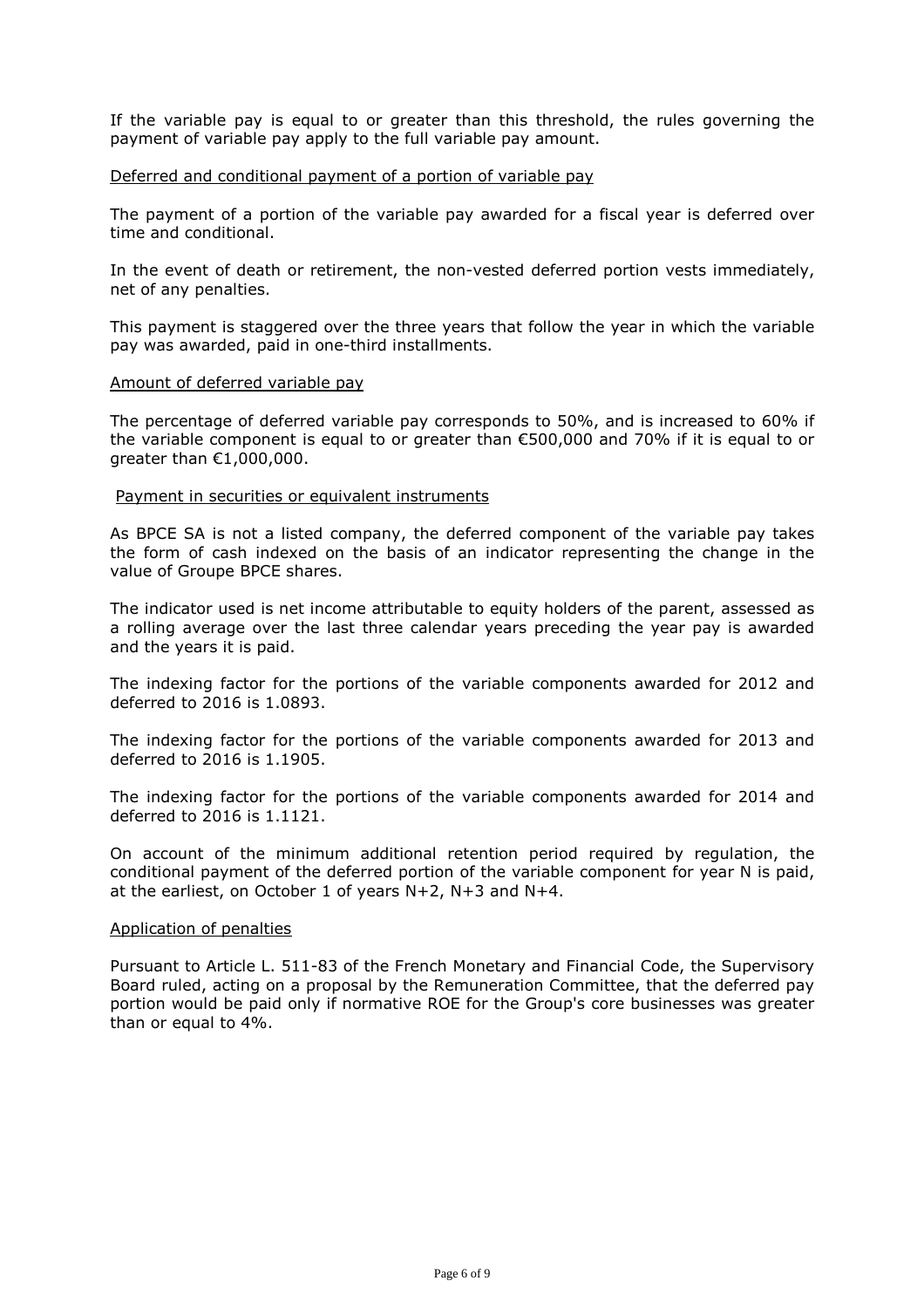If the variable pay is equal to or greater than this threshold, the rules governing the payment of variable pay apply to the full variable pay amount.

Deferred and conditional payment of a portion of variable pay

The payment of a portion of the variable pay awarded for a fiscal year is deferred over time and conditional.

In the event of death or retirement, the non-vested deferred portion vests immediately, net of any penalties.

This payment is staggered over the three years that follow the year in which the variable pay was awarded, paid in one-third installments.

Amount of deferred variable pay

The percentage of deferred variable pay corresponds to 50%, and is increased to 60% if the variable component is equal to or greater than €500,000 and 70% if it is equal to or greater than €1,000,000.

Payment in securities or equivalent instruments

As BPCE SA is not a listed company, the deferred component of the variable pay takes the form of cash indexed on the basis of an indicator representing the change in the value of Groupe BPCE shares.

The indicator used is net income attributable to equity holders of the parent, assessed as a rolling average over the last three calendar years preceding the year pay is awarded and the years it is paid.

The indexing factor for the portions of the variable components awarded for 2012 and deferred to 2016 is 1.0893.

The indexing factor for the portions of the variable components awarded for 2013 and deferred to 2016 is 1.1905.

The indexing factor for the portions of the variable components awarded for 2014 and deferred to 2016 is 1.1121.

On account of the minimum additional retention period required by regulation, the conditional payment of the deferred portion of the variable component for year N is paid, at the earliest, on October 1 of years N+2, N+3 and N+4.

Application of penalties

Pursuant to Article L. 511-83 of the French Monetary and Financial Code, the Supervisory Board ruled, acting on a proposal by the Remuneration Committee, that the deferred pay portion would be paid only if normative ROE for the Group's core businesses was greater than or equal to 4%.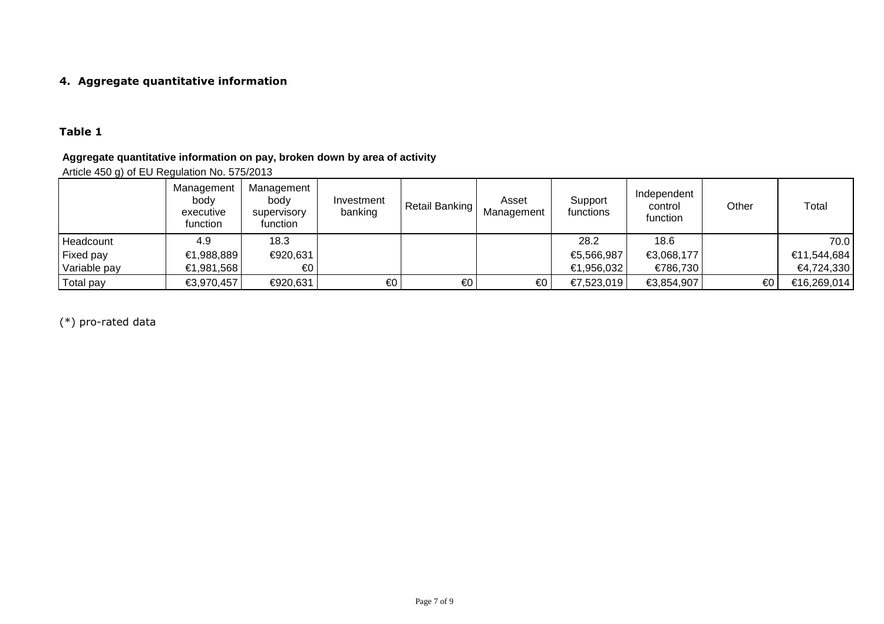## 4. Aggregate quantitative information

### Table 1

**Aggregate quantitative information on pay, broken down by area of activity**

Article 450 g) of EU Regulation No. 575/2013

| | Management body executive function | Management body supervisory function | Investment banking | Retail Banking | Asset Management | Support functions | Independent control function | Other | Total |
|---|---|---|---|---|---|---|---|---|---|
| Headcount | 4.9 | 18.3 | | | | 28.2 | 18.6 | | 70.0 |
| Fixed pay | €1,988,889 | €920,631 | | | | €5,566,987 | €3,068,177 | | €11,544,684 |
| Variable pay | €1,981,568 | €0 | | | | €1,956,032 | €786,730 | | €4,724,330 |
| Total pay | €3,970,457 | €920,631 | €0 | €0 | €0 | €7,523,019 | €3,854,907 | €0 | €16,269,014 |

(*) pro-rated data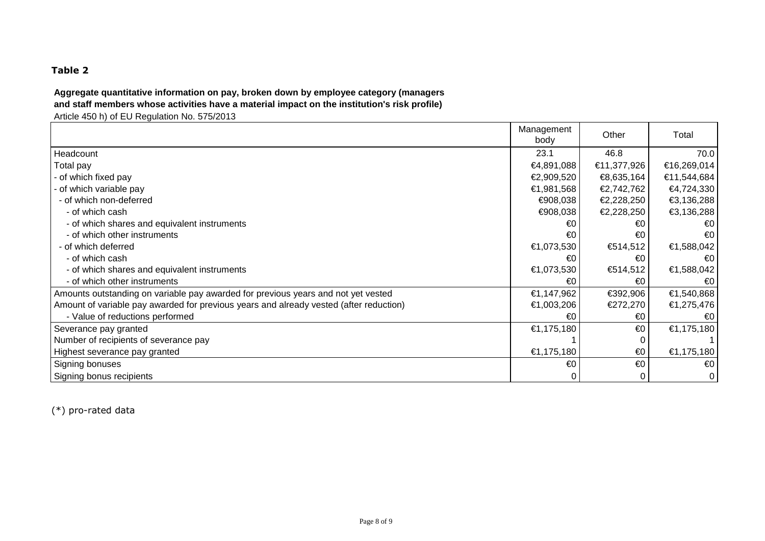**Table 2**

**Aggregate quantitative information on pay, broken down by employee category (managers and staff members whose activities have a material impact on the institution's risk profile)**

Article 450 h) of EU Regulation No. 575/2013

| | Management body | Other | Total |
|---|---|---|---|
| Headcount | 23.1 | 46.8 | 70.0 |
| Total pay | €4,891,088 | €11,377,926 | €16,269,014 |
| - of which fixed pay | €2,909,520 | €8,635,164 | €11,544,684 |
| - of which variable pay | €1,981,568 | €2,742,762 | €4,724,330 |
| - of which non-deferred | €908,038 | €2,228,250 | €3,136,288 |
| - of which cash | €908,038 | €2,228,250 | €3,136,288 |
| - of which shares and equivalent instruments | €0 | €0 | €0 |
| - of which other instruments | €0 | €0 | €0 |
| - of which deferred | €1,073,530 | €514,512 | €1,588,042 |
| - of which cash | €0 | €0 | €0 |
| - of which shares and equivalent instruments | €1,073,530 | €514,512 | €1,588,042 |
| - of which other instruments | €0 | €0 | €0 |
| Amounts outstanding on variable pay awarded for previous years and not yet vested | €1,147,962 | €392,906 | €1,540,868 |
| Amount of variable pay awarded for previous years and already vested (after reduction) | €1,003,206 | €272,270 | €1,275,476 |
| - Value of reductions performed | €0 | €0 | €0 |
| Severance pay granted | €1,175,180 | €0 | €1,175,180 |
| Number of recipients of severance pay | 1 | 0 | 1 |
| Highest severance pay granted | €1,175,180 | €0 | €1,175,180 |
| Signing bonuses | €0 | €0 | €0 |
| Signing bonus recipients | 0 | 0 | 0 |

(*) pro-rated data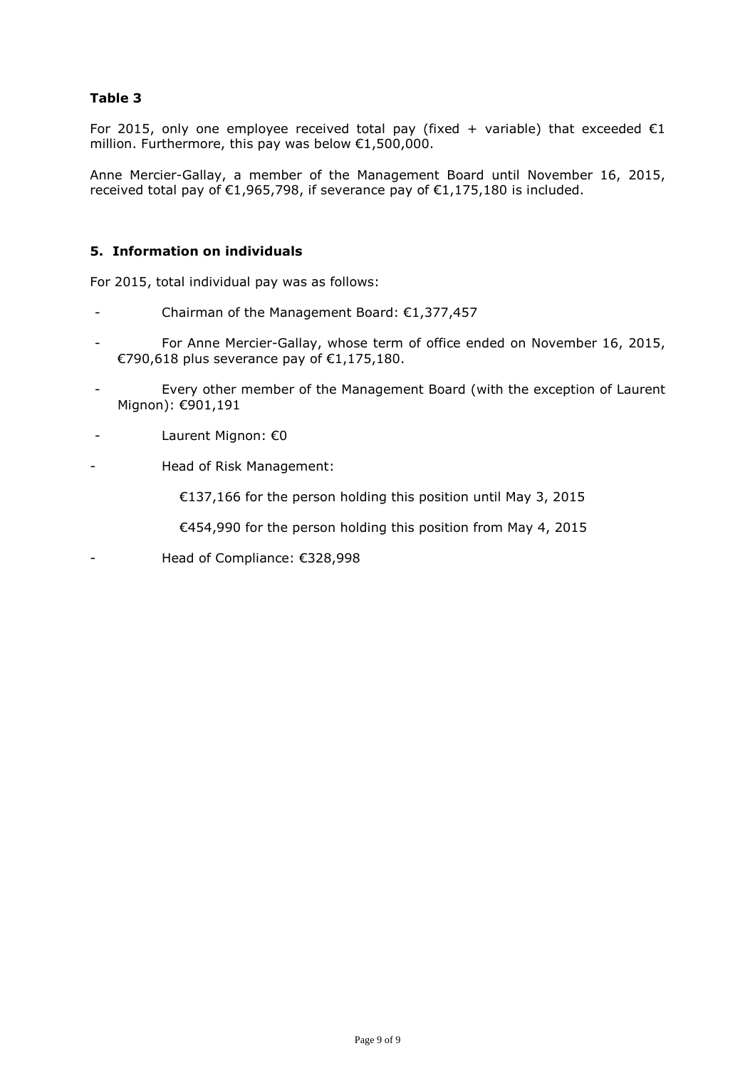**Table 3**

For 2015, only one employee received total pay (fixed + variable) that exceeded €1 million. Furthermore, this pay was below €1,500,000.

Anne Mercier-Gallay, a member of the Management Board until November 16, 2015, received total pay of €1,965,798, if severance pay of €1,175,180 is included.

## 5. Information on individuals

For 2015, total individual pay was as follows:

- Chairman of the Management Board: €1,377,457
- For Anne Mercier-Gallay, whose term of office ended on November 16, 2015, €790,618 plus severance pay of €1,175,180.
- Every other member of the Management Board (with the exception of Laurent Mignon): €901,191
- Laurent Mignon: €0
- Head of Risk Management:

  €137,166 for the person holding this position until May 3, 2015

  €454,990 for the person holding this position from May 4, 2015
- Head of Compliance: €328,998